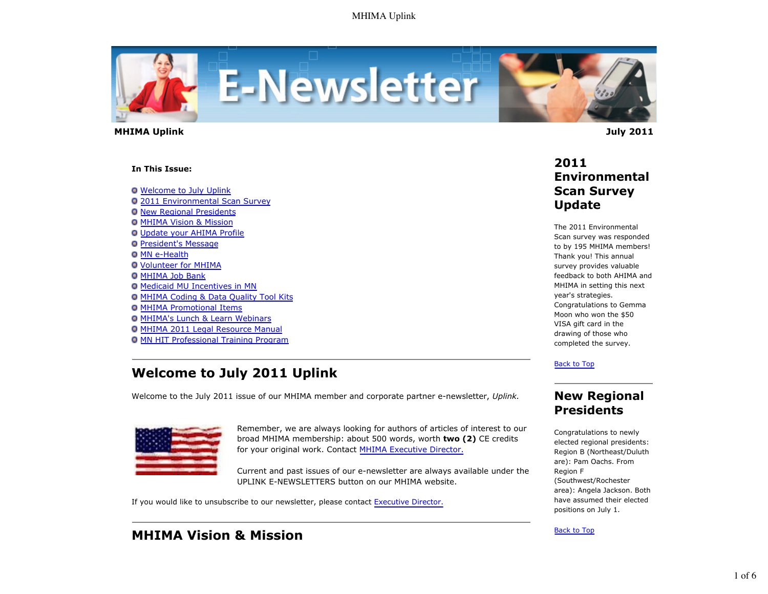**MHIMA Uplink** **July 2011**

**In This Issue:**

- Welcome to July Uplink
- 2011 Environmental Scan Survey
- New Regional Presidents
- MHIMA Vision & Mission
- Update your AHIMA Profile
- President's Message
- MN e-Health
- Volunteer for MHIMA
- MHIMA Job Bank
- Medicaid MU Incentives in MN
- MHIMA Coding & Data Quality Tool Kits
- MHIMA Promotional Items
- MHIMA's Lunch & Learn Webinars
- MHIMA 2011 Legal Resource Manual
- MN HIT Professional Training Program

---

## Welcome to July 2011 Uplink

Welcome to the July 2011 issue of our MHIMA member and corporate partner e-newsletter, *Uplink*.

Remember, we are always looking for authors of articles of interest to our broad MHIMA membership: about 500 words, worth **two (2)** CE credits for your original work. Contact MHIMA Executive Director.

Current and past issues of our e-newsletter are always available under the UPLINK E-NEWSLETTERS button on our MHIMA website.

If you would like to unsubscribe to our newsletter, please contact Executive Director.

---

## MHIMA Vision & Mission

## 2011 Environmental Scan Survey Update

The 2011 Environmental Scan survey was responded to by 195 MHIMA members! Thank you! This annual survey provides valuable feedback to both AHIMA and MHIMA in setting this next year's strategies. Congratulations to Gemma Moon who won the $50 VISA gift card in the drawing of those who completed the survey.

Back to Top

---

## New Regional Presidents

Congratulations to newly elected regional presidents: Region B (Northeast/Duluth are): Pam Oachs. From Region F (Southwest/Rochester area): Angela Jackson. Both have assumed their elected positions on July 1.

Back to Top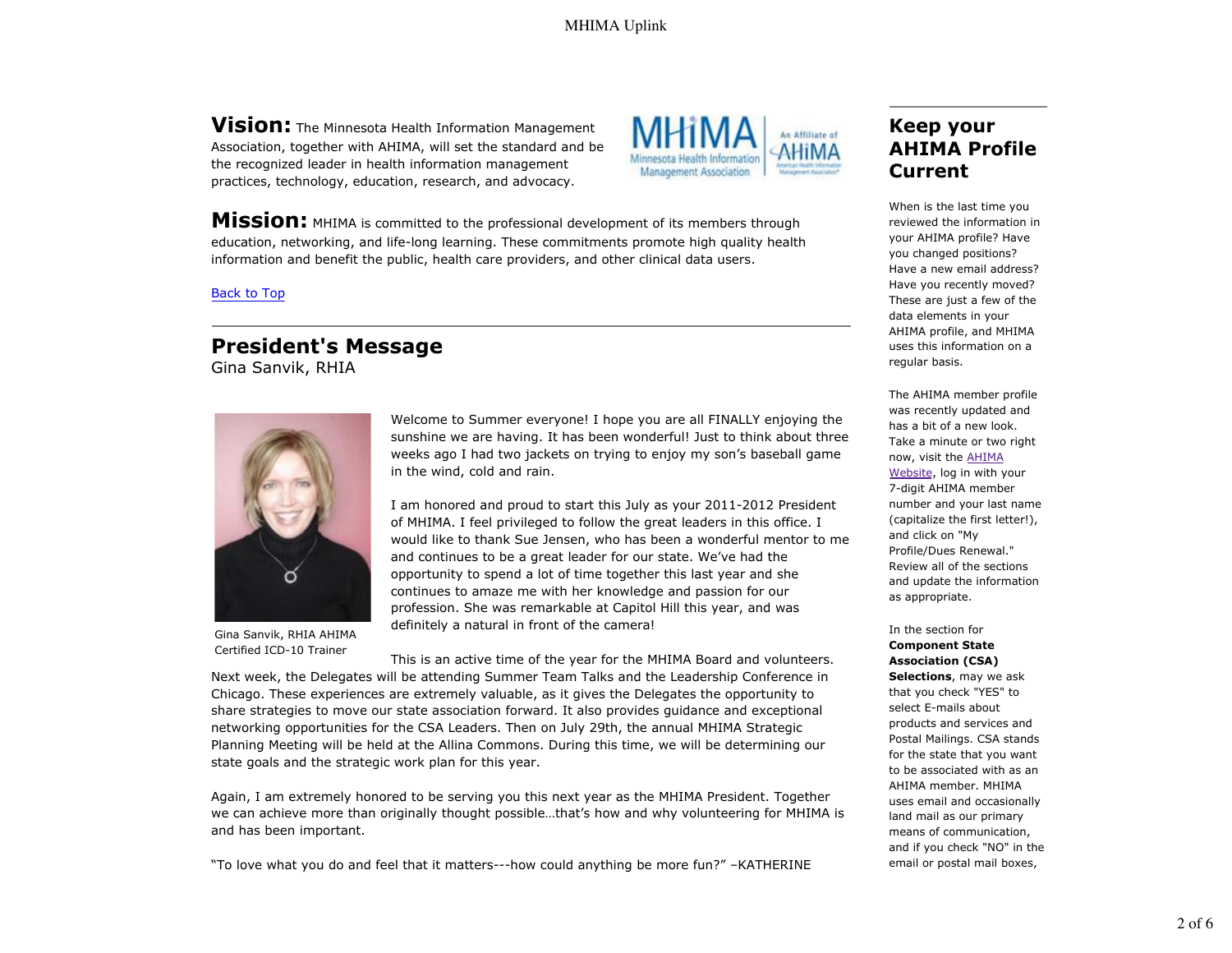**Vision:** The Minnesota Health Information Management Association, together with AHIMA, will set the standard and be the recognized leader in health information management practices, technology, education, research, and advocacy.

**Mission:** MHIMA is committed to the professional development of its members through education, networking, and life-long learning. These commitments promote high quality health information and benefit the public, health care providers, and other clinical data users.

Back to Top

## President's Message

Gina Sanvik, RHIA

Gina Sanvik, RHIA AHIMA Certified ICD-10 Trainer

Welcome to Summer everyone! I hope you are all FINALLY enjoying the sunshine we are having. It has been wonderful! Just to think about three weeks ago I had two jackets on trying to enjoy my son's baseball game in the wind, cold and rain.

I am honored and proud to start this July as your 2011-2012 President of MHIMA. I feel privileged to follow the great leaders in this office. I would like to thank Sue Jensen, who has been a wonderful mentor to me and continues to be a great leader for our state. We've had the opportunity to spend a lot of time together this last year and she continues to amaze me with her knowledge and passion for our profession. She was remarkable at Capitol Hill this year, and was definitely a natural in front of the camera!

This is an active time of the year for the MHIMA Board and volunteers. Next week, the Delegates will be attending Summer Team Talks and the Leadership Conference in Chicago. These experiences are extremely valuable, as it gives the Delegates the opportunity to share strategies to move our state association forward. It also provides guidance and exceptional networking opportunities for the CSA Leaders. Then on July 29th, the annual MHIMA Strategic Planning Meeting will be held at the Allina Commons. During this time, we will be determining our state goals and the strategic work plan for this year.

Again, I am extremely honored to be serving you this next year as the MHIMA President. Together we can achieve more than originally thought possible…that's how and why volunteering for MHIMA is and has been important.

"To love what you do and feel that it matters---how could anything be more fun?" –KATHERINE

## Keep your AHIMA Profile Current

When is the last time you reviewed the information in your AHIMA profile? Have you changed positions? Have a new email address? Have you recently moved? These are just a few of the data elements in your AHIMA profile, and MHIMA uses this information on a regular basis.

The AHIMA member profile was recently updated and has a bit of a new look. Take a minute or two right now, visit the AHIMA Website, log in with your 7-digit AHIMA member number and your last name (capitalize the first letter!), and click on "My Profile/Dues Renewal." Review all of the sections and update the information as appropriate.

In the section for **Component State Association (CSA) Selections**, may we ask that you check "YES" to select E-mails about products and services and Postal Mailings. CSA stands for the state that you want to be associated with as an AHIMA member. MHIMA uses email and occasionally land mail as our primary means of communication, and if you check "NO" in the email or postal mail boxes,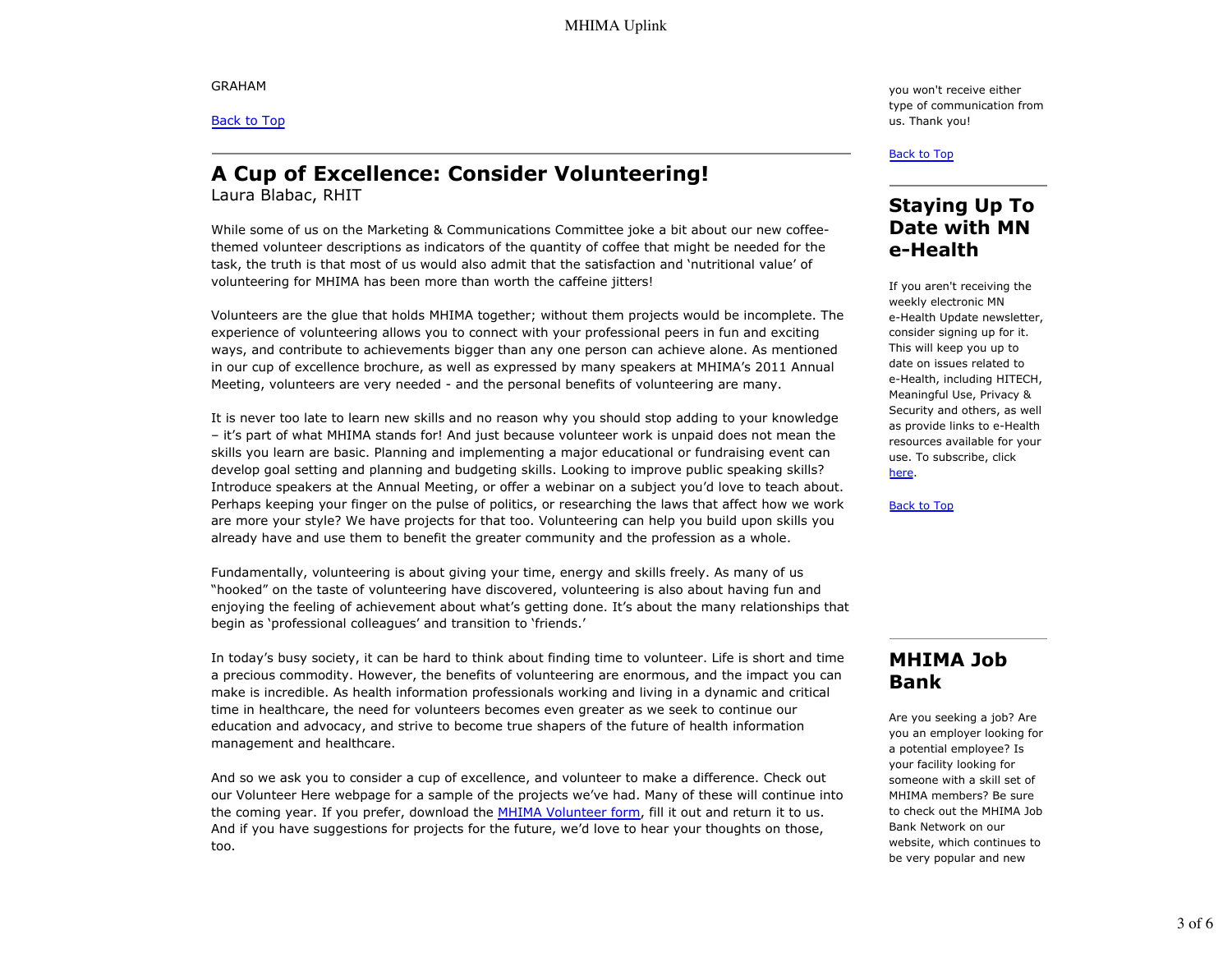GRAHAM

Back to Top

## A Cup of Excellence: Consider Volunteering!

Laura Blabac, RHIT

While some of us on the Marketing & Communications Committee joke a bit about our new coffee-themed volunteer descriptions as indicators of the quantity of coffee that might be needed for the task, the truth is that most of us would also admit that the satisfaction and 'nutritional value' of volunteering for MHIMA has been more than worth the caffeine jitters!

Volunteers are the glue that holds MHIMA together; without them projects would be incomplete. The experience of volunteering allows you to connect with your professional peers in fun and exciting ways, and contribute to achievements bigger than any one person can achieve alone. As mentioned in our cup of excellence brochure, as well as expressed by many speakers at MHIMA's 2011 Annual Meeting, volunteers are very needed - and the personal benefits of volunteering are many.

It is never too late to learn new skills and no reason why you should stop adding to your knowledge – it's part of what MHIMA stands for! And just because volunteer work is unpaid does not mean the skills you learn are basic. Planning and implementing a major educational or fundraising event can develop goal setting and planning and budgeting skills. Looking to improve public speaking skills? Introduce speakers at the Annual Meeting, or offer a webinar on a subject you'd love to teach about. Perhaps keeping your finger on the pulse of politics, or researching the laws that affect how we work are more your style? We have projects for that too. Volunteering can help you build upon skills you already have and use them to benefit the greater community and the profession as a whole.

Fundamentally, volunteering is about giving your time, energy and skills freely. As many of us "hooked" on the taste of volunteering have discovered, volunteering is also about having fun and enjoying the feeling of achievement about what's getting done. It's about the many relationships that begin as 'professional colleagues' and transition to 'friends.'

In today's busy society, it can be hard to think about finding time to volunteer. Life is short and time a precious commodity. However, the benefits of volunteering are enormous, and the impact you can make is incredible. As health information professionals working and living in a dynamic and critical time in healthcare, the need for volunteers becomes even greater as we seek to continue our education and advocacy, and strive to become true shapers of the future of health information management and healthcare.

And so we ask you to consider a cup of excellence, and volunteer to make a difference. Check out our Volunteer Here webpage for a sample of the projects we've had. Many of these will continue into the coming year. If you prefer, download the MHIMA Volunteer form, fill it out and return it to us. And if you have suggestions for projects for the future, we'd love to hear your thoughts on those, too.

you won't receive either type of communication from us. Thank you!

Back to Top

## Staying Up To Date with MN e-Health

If you aren't receiving the weekly electronic MN e-Health Update newsletter, consider signing up for it. This will keep you up to date on issues related to e-Health, including HITECH, Meaningful Use, Privacy & Security and others, as well as provide links to e-Health resources available for your use. To subscribe, click here.

Back to Top

## MHIMA Job Bank

Are you seeking a job? Are you an employer looking for a potential employee? Is your facility looking for someone with a skill set of MHIMA members? Be sure to check out the MHIMA Job Bank Network on our website, which continues to be very popular and new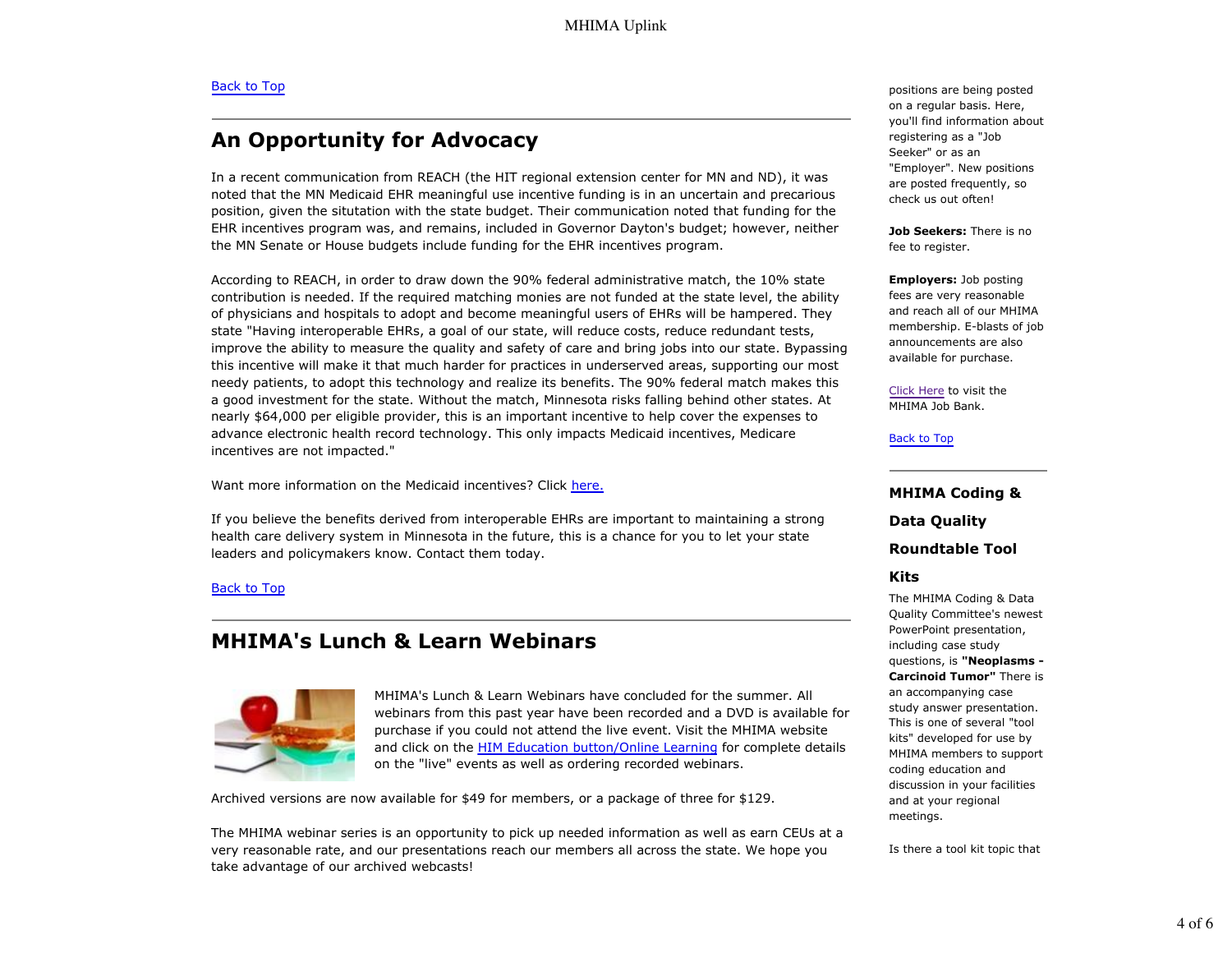Back to Top

## An Opportunity for Advocacy

In a recent communication from REACH (the HIT regional extension center for MN and ND), it was noted that the MN Medicaid EHR meaningful use incentive funding is in an uncertain and precarious position, given the situtation with the state budget. Their communication noted that funding for the EHR incentives program was, and remains, included in Governor Dayton's budget; however, neither the MN Senate or House budgets include funding for the EHR incentives program.

According to REACH, in order to draw down the 90% federal administrative match, the 10% state contribution is needed. If the required matching monies are not funded at the state level, the ability of physicians and hospitals to adopt and become meaningful users of EHRs will be hampered. They state "Having interoperable EHRs, a goal of our state, will reduce costs, reduce redundant tests, improve the ability to measure the quality and safety of care and bring jobs into our state. Bypassing this incentive will make it that much harder for practices in underserved areas, supporting our most needy patients, to adopt this technology and realize its benefits. The 90% federal match makes this a good investment for the state. Without the match, Minnesota risks falling behind other states. At nearly $64,000 per eligible provider, this is an important incentive to help cover the expenses to advance electronic health record technology. This only impacts Medicaid incentives, Medicare incentives are not impacted."

Want more information on the Medicaid incentives? Click here.

If you believe the benefits derived from interoperable EHRs are important to maintaining a strong health care delivery system in Minnesota in the future, this is a chance for you to let your state leaders and policymakers know. Contact them today.

Back to Top

## MHIMA's Lunch & Learn Webinars

MHIMA's Lunch & Learn Webinars have concluded for the summer. All webinars from this past year have been recorded and a DVD is available for purchase if you could not attend the live event. Visit the MHIMA website and click on the HIM Education button/Online Learning for complete details on the "live" events as well as ordering recorded webinars.

Archived versions are now available for $49 for members, or a package of three for $129.

The MHIMA webinar series is an opportunity to pick up needed information as well as earn CEUs at a very reasonable rate, and our presentations reach our members all across the state. We hope you take advantage of our archived webcasts!

positions are being posted on a regular basis. Here, you'll find information about registering as a "Job Seeker" or as an "Employer". New positions are posted frequently, so check us out often!

**Job Seekers:** There is no fee to register.

**Employers:** Job posting fees are very reasonable and reach all of our MHIMA membership. E-blasts of job announcements are also available for purchase.

Click Here to visit the MHIMA Job Bank.

Back to Top

### MHIMA Coding & Data Quality Roundtable Tool Kits

The MHIMA Coding & Data Quality Committee's newest PowerPoint presentation, including case study questions, is **"Neoplasms - Carcinoid Tumor"** There is an accompanying case study answer presentation. This is one of several "tool kits" developed for use by MHIMA members to support coding education and discussion in your facilities and at your regional meetings.

Is there a tool kit topic that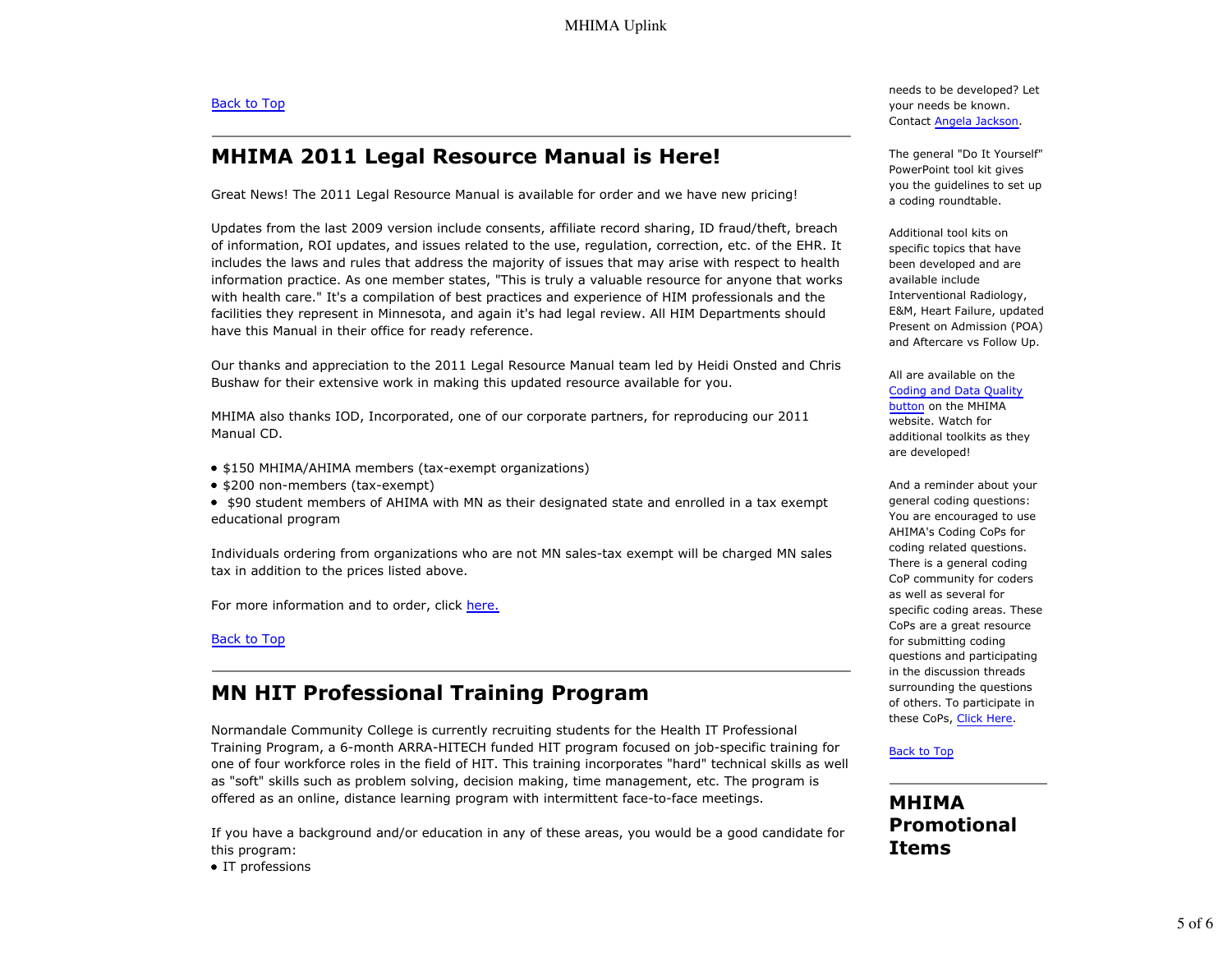[Back to Top]

## MHIMA 2011 Legal Resource Manual is Here!

Great News! The 2011 Legal Resource Manual is available for order and we have new pricing!

Updates from the last 2009 version include consents, affiliate record sharing, ID fraud/theft, breach of information, ROI updates, and issues related to the use, regulation, correction, etc. of the EHR. It includes the laws and rules that address the majority of issues that may arise with respect to health information practice. As one member states, "This is truly a valuable resource for anyone that works with health care." It's a compilation of best practices and experience of HIM professionals and the facilities they represent in Minnesota, and again it's had legal review. All HIM Departments should have this Manual in their office for ready reference.

Our thanks and appreciation to the 2011 Legal Resource Manual team led by Heidi Onsted and Chris Bushaw for their extensive work in making this updated resource available for you.

MHIMA also thanks IOD, Incorporated, one of our corporate partners, for reproducing our 2011 Manual CD.

- $150 MHIMA/AHIMA members (tax-exempt organizations)
- $200 non-members (tax-exempt)
- $90 student members of AHIMA with MN as their designated state and enrolled in a tax exempt educational program

Individuals ordering from organizations who are not MN sales-tax exempt will be charged MN sales tax in addition to the prices listed above.

For more information and to order, click [here.]

[Back to Top]

## MN HIT Professional Training Program

Normandale Community College is currently recruiting students for the Health IT Professional Training Program, a 6-month ARRA-HITECH funded HIT program focused on job-specific training for one of four workforce roles in the field of HIT. This training incorporates "hard" technical skills as well as "soft" skills such as problem solving, decision making, time management, etc. The program is offered as an online, distance learning program with intermittent face-to-face meetings.

If you have a background and/or education in any of these areas, you would be a good candidate for this program:

- IT professions

needs to be developed? Let your needs be known. Contact [Angela Jackson].

The general "Do It Yourself" PowerPoint tool kit gives you the guidelines to set up a coding roundtable.

Additional tool kits on specific topics that have been developed and are available include Interventional Radiology, E&M, Heart Failure, updated Present on Admission (POA) and Aftercare vs Follow Up.

All are available on the [Coding and Data Quality button] on the MHIMA website. Watch for additional toolkits as they are developed!

And a reminder about your general coding questions: You are encouraged to use AHIMA's Coding CoPs for coding related questions. There is a general coding CoP community for coders as well as several for specific coding areas. These CoPs are a great resource for submitting coding questions and participating in the discussion threads surrounding the questions of others. To participate in these CoPs, [Click Here].

[Back to Top]

## MHIMA Promotional Items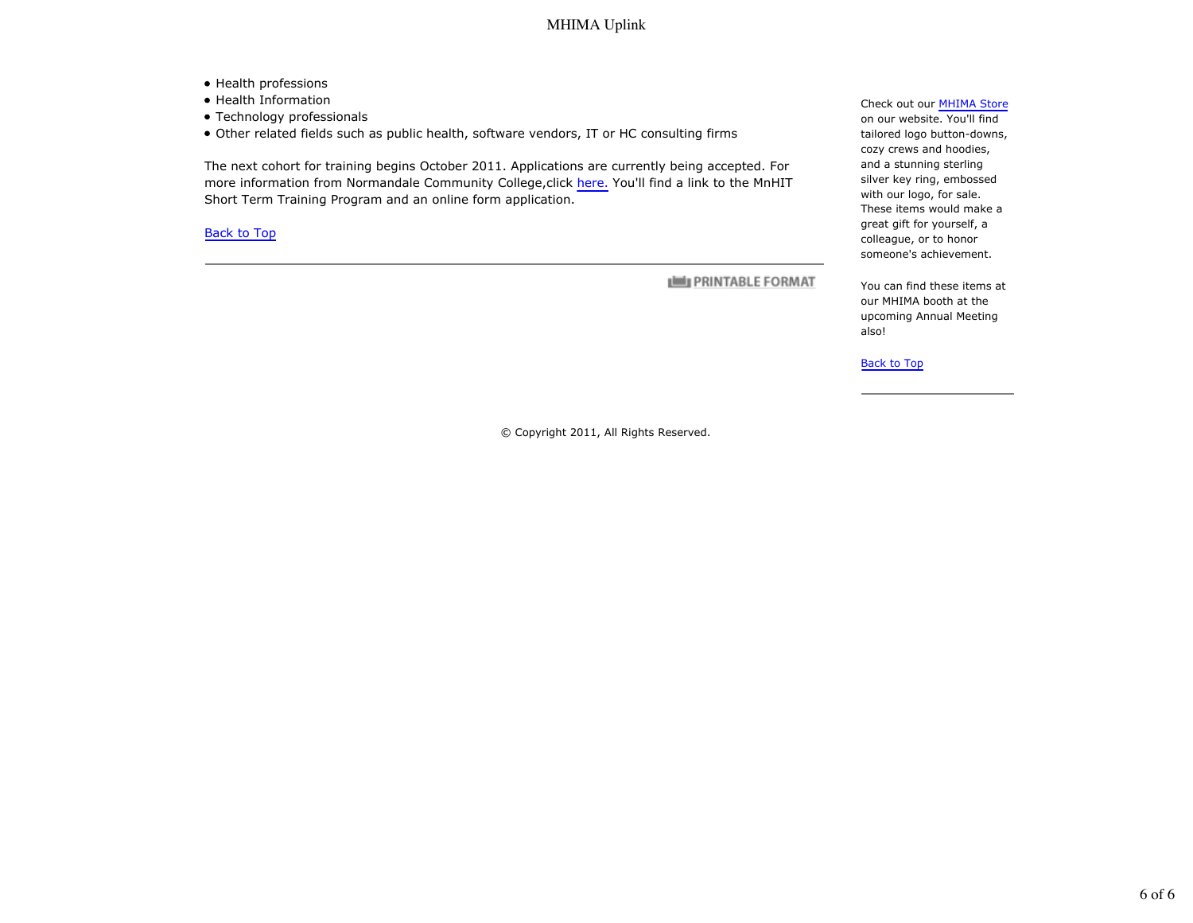- Health professions
- Health Information
- Technology professionals
- Other related fields such as public health, software vendors, IT or HC consulting firms

The next cohort for training begins October 2011. Applications are currently being accepted. For more information from Normandale Community College,click here. You'll find a link to the MnHIT Short Term Training Program and an online form application.

Back to Top

---

PRINTABLE FORMAT

Check out our MHIMA Store on our website. You'll find tailored logo button-downs, cozy crews and hoodies, and a stunning sterling silver key ring, embossed with our logo, for sale. These items would make a great gift for yourself, a colleague, or to honor someone's achievement.

You can find these items at our MHIMA booth at the upcoming Annual Meeting also!

Back to Top

---

© Copyright 2011, All Rights Reserved.